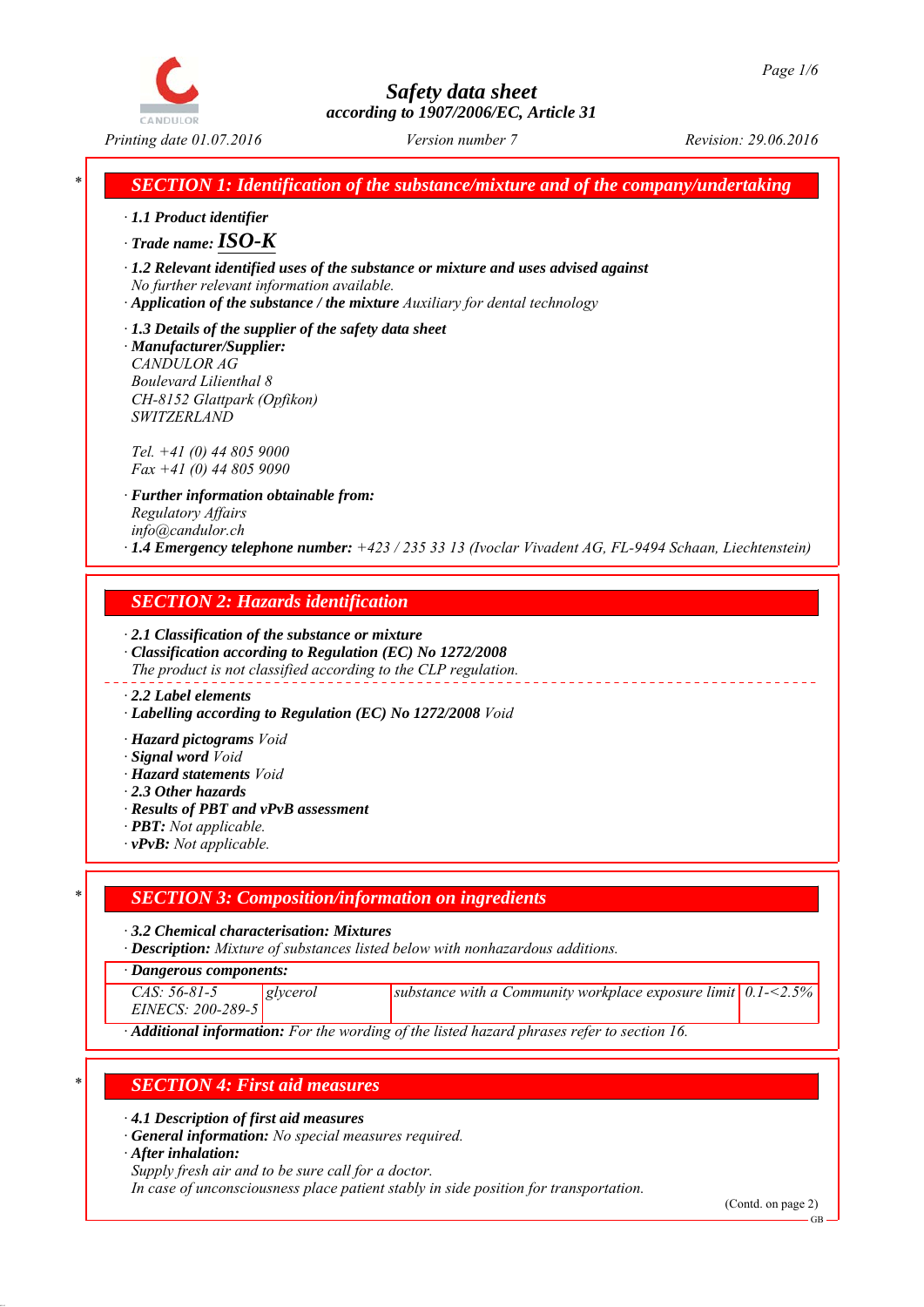# Safety data sheet

according to 1907/2006/EC, Article 31

Printing date 01.07.2016 | Version number 7 | Revision: 29.06.2016

## SECTION 1: Identification of the substance/mixture and of the company/undertaking

· **1.1 Product identifier**

· **Trade name: ISO-K**

· **1.2 Relevant identified uses of the substance or mixture and uses advised against**
No further relevant information available.

· **Application of the substance / the mixture** Auxiliary for dental technology

· **1.3 Details of the supplier of the safety data sheet**

· **Manufacturer/Supplier:**
CANDULOR AG
Boulevard Lilienthal 8
CH-8152 Glattpark (Opfikon)
SWITZERLAND

Tel. +41 (0) 44 805 9000
Fax +41 (0) 44 805 9090

· **Further information obtainable from:**
Regulatory Affairs
info@candulor.ch

· **1.4 Emergency telephone number:** +423 / 235 33 13 (Ivoclar Vivadent AG, FL-9494 Schaan, Liechtenstein)

## SECTION 2: Hazards identification

· **2.1 Classification of the substance or mixture**

· **Classification according to Regulation (EC) No 1272/2008**
The product is not classified according to the CLP regulation.

· **2.2 Label elements**

· **Labelling according to Regulation (EC) No 1272/2008** Void

· **Hazard pictograms** Void

· **Signal word** Void

· **Hazard statements** Void

· **2.3 Other hazards**

· **Results of PBT and vPvB assessment**

· **PBT:** Not applicable.

· **vPvB:** Not applicable.

## SECTION 3: Composition/information on ingredients

· **3.2 Chemical characterisation: Mixtures**

· **Description:** Mixture of substances listed below with nonhazardous additions.

· **Dangerous components:**

| | | | |
|---|---|---|---|
| CAS: 56-81-5<br>EINECS: 200-289-5 | glycerol | substance with a Community workplace exposure limit | 0.1-<2.5% |

· **Additional information:** For the wording of the listed hazard phrases refer to section 16.

## SECTION 4: First aid measures

· **4.1 Description of first aid measures**

· **General information:** No special measures required.

· **After inhalation:**
Supply fresh air and to be sure call for a doctor.
In case of unconsciousness place patient stably in side position for transportation.

(Contd. on page 2)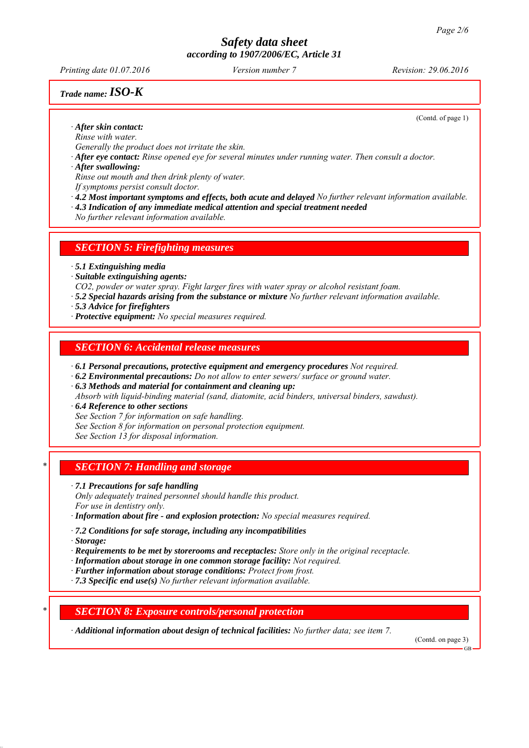**Trade name: ISO-K**

(Contd. of page 1)

· ***After skin contact:***
*Rinse with water.*
*Generally the product does not irritate the skin.*
· ***After eye contact:*** *Rinse opened eye for several minutes under running water. Then consult a doctor.*
· ***After swallowing:***
*Rinse out mouth and then drink plenty of water.*
*If symptoms persist consult doctor.*
· ***4.2 Most important symptoms and effects, both acute and delayed*** *No further relevant information available.*
· ***4.3 Indication of any immediate medical attention and special treatment needed***
*No further relevant information available.*

## SECTION 5: Firefighting measures

· ***5.1 Extinguishing media***
· ***Suitable extinguishing agents:***
*CO2, powder or water spray. Fight larger fires with water spray or alcohol resistant foam.*
· ***5.2 Special hazards arising from the substance or mixture*** *No further relevant information available.*
· ***5.3 Advice for firefighters***
· ***Protective equipment:*** *No special measures required.*

## SECTION 6: Accidental release measures

· ***6.1 Personal precautions, protective equipment and emergency procedures*** *Not required.*
· ***6.2 Environmental precautions:*** *Do not allow to enter sewers/ surface or ground water.*
· ***6.3 Methods and material for containment and cleaning up:***
*Absorb with liquid-binding material (sand, diatomite, acid binders, universal binders, sawdust).*
· ***6.4 Reference to other sections***
*See Section 7 for information on safe handling.*
*See Section 8 for information on personal protection equipment.*
*See Section 13 for disposal information.*

## * SECTION 7: Handling and storage

· ***7.1 Precautions for safe handling***
*Only adequately trained personnel should handle this product.*
*For use in dentistry only.*
· ***Information about fire - and explosion protection:*** *No special measures required.*

· ***7.2 Conditions for safe storage, including any incompatibilities***
· ***Storage:***
· ***Requirements to be met by storerooms and receptacles:*** *Store only in the original receptacle.*
· ***Information about storage in one common storage facility:*** *Not required.*
· ***Further information about storage conditions:*** *Protect from frost.*
· ***7.3 Specific end use(s)*** *No further relevant information available.*

## * SECTION 8: Exposure controls/personal protection

· ***Additional information about design of technical facilities:*** *No further data; see item 7.*

(Contd. on page 3)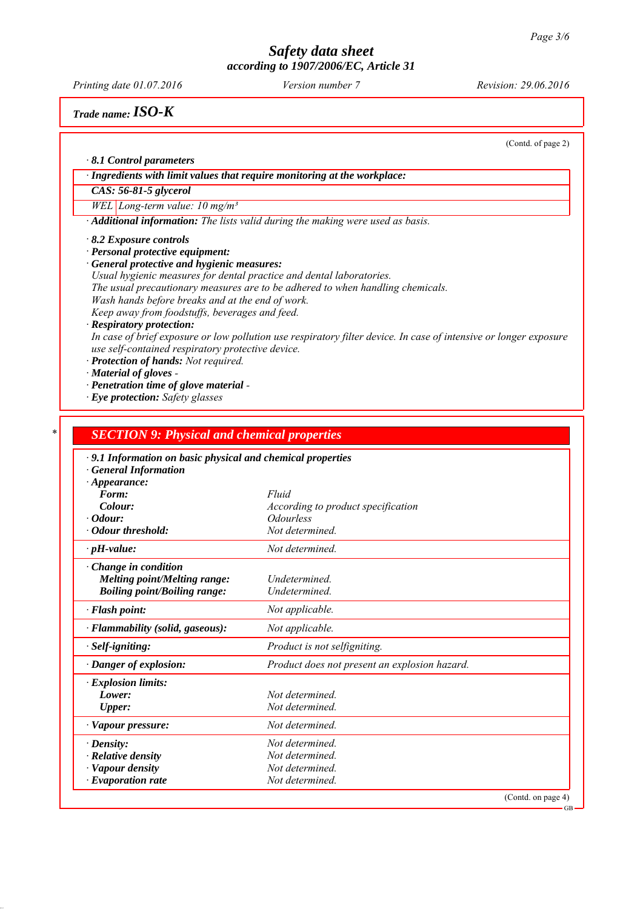**Trade name: ISO-K**

(Contd. of page 2)

· **8.1 Control parameters**

| · Ingredients with limit values that require monitoring at the workplace: |
|---|
| **CAS: 56-81-5 glycerol** |
| WEL \| Long-term value: 10 mg/m³ |

· **Additional information:** *The lists valid during the making were used as basis.*

· **8.2 Exposure controls**
· **Personal protective equipment:**
· **General protective and hygienic measures:**
*Usual hygienic measures for dental practice and dental laboratories.*
*The usual precautionary measures are to be adhered to when handling chemicals.*
*Wash hands before breaks and at the end of work.*
*Keep away from foodstuffs, beverages and feed.*
· **Respiratory protection:**
*In case of brief exposure or low pollution use respiratory filter device. In case of intensive or longer exposure use self-contained respiratory protective device.*
· **Protection of hands:** *Not required.*
· **Material of gloves** -
· **Penetration time of glove material** -
· **Eye protection:** *Safety glasses*

## * SECTION 9: Physical and chemical properties

| · 9.1 Information on basic physical and chemical properties | |
|---|---|
| · General Information | |
| · Appearance: | |
| Form: | Fluid |
| Colour: | According to product specification |
| · Odour: | Odourless |
| · Odour threshold: | Not determined. |
| · pH-value: | Not determined. |
| · Change in condition | |
| Melting point/Melting range: | Undetermined. |
| Boiling point/Boiling range: | Undetermined. |
| · Flash point: | Not applicable. |
| · Flammability (solid, gaseous): | Not applicable. |
| · Self-igniting: | Product is not selfigniting. |
| · Danger of explosion: | Product does not present an explosion hazard. |
| · Explosion limits: | |
| Lower: | Not determined. |
| Upper: | Not determined. |
| · Vapour pressure: | Not determined. |
| · Density: | Not determined. |
| · Relative density | Not determined. |
| · Vapour density | Not determined. |
| · Evaporation rate | Not determined. |

(Contd. on page 4)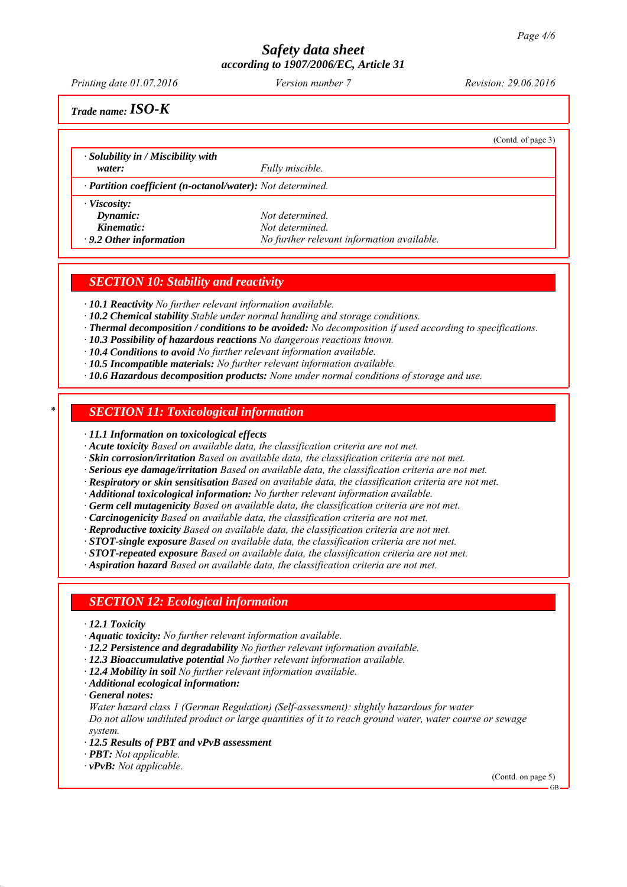*Trade name:* ***ISO-K***

(Contd. of page 3)

| | |
|---|---|
| · ***Solubility in / Miscibility with water:*** | *Fully miscible.* |
| · ***Partition coefficient (n-octanol/water):*** *Not determined.* | |
| · ***Viscosity:*** | |
| ***Dynamic:*** | *Not determined.* |
| ***Kinematic:*** | *Not determined.* |
| · ***9.2 Other information*** | *No further relevant information available.* |

## *SECTION 10: Stability and reactivity*

· ***10.1 Reactivity*** *No further relevant information available.*
· ***10.2 Chemical stability*** *Stable under normal handling and storage conditions.*
· ***Thermal decomposition / conditions to be avoided:*** *No decomposition if used according to specifications.*
· ***10.3 Possibility of hazardous reactions*** *No dangerous reactions known.*
· ***10.4 Conditions to avoid*** *No further relevant information available.*
· ***10.5 Incompatible materials:*** *No further relevant information available.*
· ***10.6 Hazardous decomposition products:*** *None under normal conditions of storage and use.*

\* 

## *SECTION 11: Toxicological information*

· ***11.1 Information on toxicological effects***
· ***Acute toxicity*** *Based on available data, the classification criteria are not met.*
· ***Skin corrosion/irritation*** *Based on available data, the classification criteria are not met.*
· ***Serious eye damage/irritation*** *Based on available data, the classification criteria are not met.*
· ***Respiratory or skin sensitisation*** *Based on available data, the classification criteria are not met.*
· ***Additional toxicological information:*** *No further relevant information available.*
· ***Germ cell mutagenicity*** *Based on available data, the classification criteria are not met.*
· ***Carcinogenicity*** *Based on available data, the classification criteria are not met.*
· ***Reproductive toxicity*** *Based on available data, the classification criteria are not met.*
· ***STOT-single exposure*** *Based on available data, the classification criteria are not met.*
· ***STOT-repeated exposure*** *Based on available data, the classification criteria are not met.*
· ***Aspiration hazard*** *Based on available data, the classification criteria are not met.*

## *SECTION 12: Ecological information*

· ***12.1 Toxicity***
· ***Aquatic toxicity:*** *No further relevant information available.*
· ***12.2 Persistence and degradability*** *No further relevant information available.*
· ***12.3 Bioaccumulative potential*** *No further relevant information available.*
· ***12.4 Mobility in soil*** *No further relevant information available.*
· ***Additional ecological information:***
· ***General notes:***
*Water hazard class 1 (German Regulation) (Self-assessment): slightly hazardous for water*
*Do not allow undiluted product or large quantities of it to reach ground water, water course or sewage system.*
· ***12.5 Results of PBT and vPvB assessment***
· ***PBT:*** *Not applicable.*
· ***vPvB:*** *Not applicable.*

(Contd. on page 5)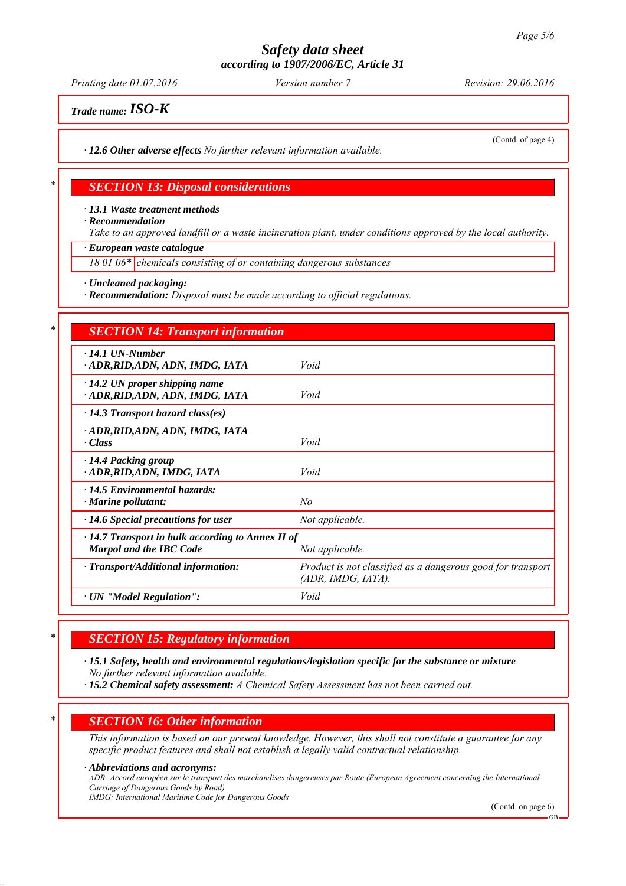Trade name: **ISO-K**

(Contd. of page 4)

· **12.6 Other adverse effects** No further relevant information available.

## SECTION 13: Disposal considerations

· **13.1 Waste treatment methods**
· **Recommendation**
Take to an approved landfill or a waste incineration plant, under conditions approved by the local authority.

· **European waste catalogue**

| | |
|---|---|
| 18 01 06* | chemicals consisting of or containing dangerous substances |

· **Uncleaned packaging:**
· **Recommendation:** Disposal must be made according to official regulations.

## SECTION 14: Transport information

| | |
|---|---|
| · **14.1 UN-Number**<br>· **ADR,RID,ADN, ADN, IMDG, IATA** | Void |
| · **14.2 UN proper shipping name**<br>· **ADR,RID,ADN, ADN, IMDG, IATA** | Void |
| · **14.3 Transport hazard class(es)**<br>· **ADR,RID,ADN, ADN, IMDG, IATA**<br>· **Class** | Void |
| · **14.4 Packing group**<br>· **ADR,RID,ADN, IMDG, IATA** | Void |
| · **14.5 Environmental hazards:**<br>· **Marine pollutant:** | No |
| · **14.6 Special precautions for user** | Not applicable. |
| · **14.7 Transport in bulk according to Annex II of Marpol and the IBC Code** | Not applicable. |
| · **Transport/Additional information:** | Product is not classified as a dangerous good for transport (ADR, IMDG, IATA). |
| · **UN "Model Regulation":** | Void |

## SECTION 15: Regulatory information

· **15.1 Safety, health and environmental regulations/legislation specific for the substance or mixture**
No further relevant information available.
· **15.2 Chemical safety assessment:** A Chemical Safety Assessment has not been carried out.

## SECTION 16: Other information

This information is based on our present knowledge. However, this shall not constitute a guarantee for any specific product features and shall not establish a legally valid contractual relationship.

· **Abbreviations and acronyms:**
ADR: Accord européen sur le transport des marchandises dangereuses par Route (European Agreement concerning the International Carriage of Dangerous Goods by Road)
IMDG: International Maritime Code for Dangerous Goods

(Contd. on page 6)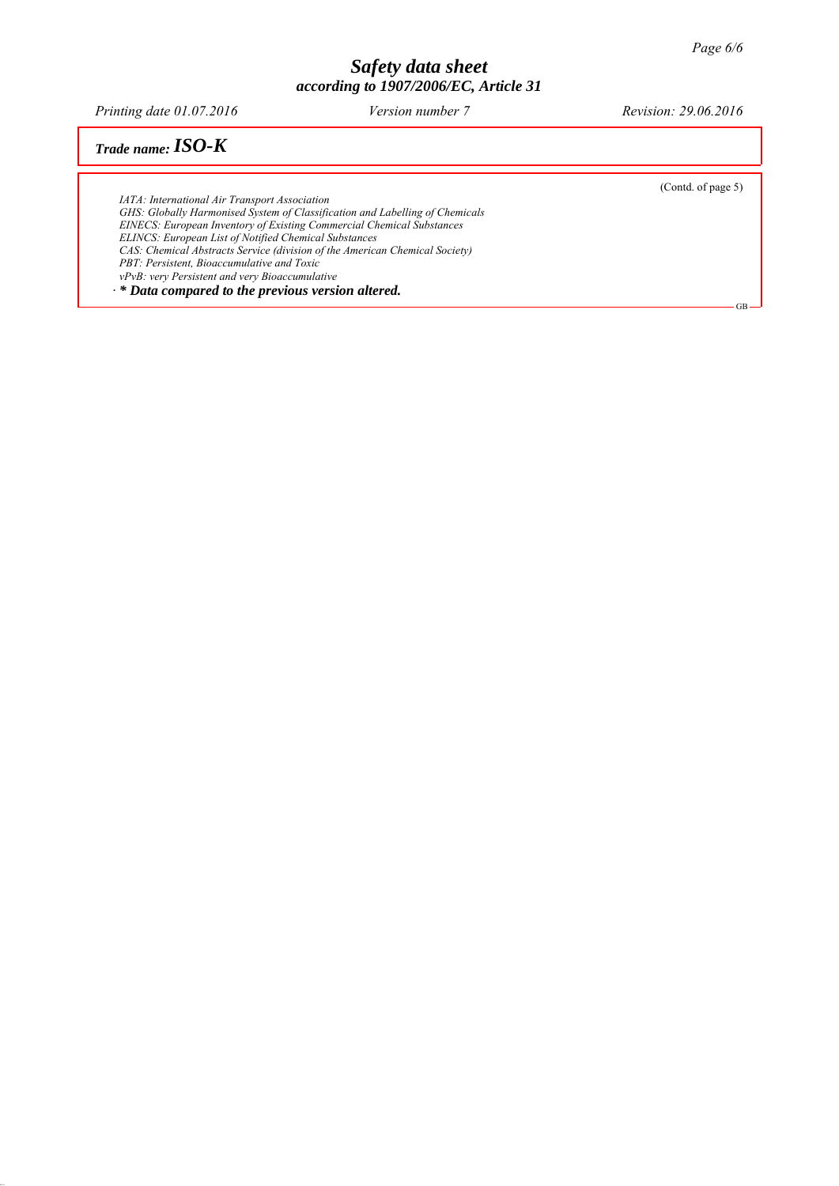*Trade name:* ***ISO-K***

(Contd. of page 5)

*IATA: International Air Transport Association*
*GHS: Globally Harmonised System of Classification and Labelling of Chemicals*
*EINECS: European Inventory of Existing Commercial Chemical Substances*
*ELINCS: European List of Notified Chemical Substances*
*CAS: Chemical Abstracts Service (division of the American Chemical Society)*
*PBT: Persistent, Bioaccumulative and Toxic*
*vPvB: very Persistent and very Bioaccumulative*

· ***\* Data compared to the previous version altered.***

GB